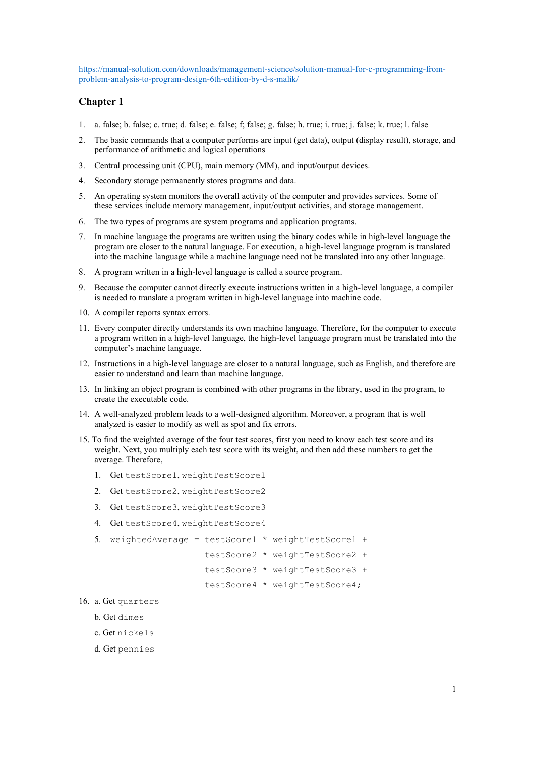https://manual-solution.com/downloads/management-science/solution-manual-for-c-programming-from-problem-analysis-to-program-design-6th-edition-by-d-s-malik/

## Chapter 1

1. a. false; b. false; c. true; d. false; e. false; f; false; g. false; h. true; i. true; j. false; k. true; l. false
2. The basic commands that a computer performs are input (get data), output (display result), storage, and performance of arithmetic and logical operations
3. Central processing unit (CPU), main memory (MM), and input/output devices.
4. Secondary storage permanently stores programs and data.
5. An operating system monitors the overall activity of the computer and provides services. Some of these services include memory management, input/output activities, and storage management.
6. The two types of programs are system programs and application programs.
7. In machine language the programs are written using the binary codes while in high-level language the program are closer to the natural language. For execution, a high-level language program is translated into the machine language while a machine language need not be translated into any other language.
8. A program written in a high-level language is called a source program.
9. Because the computer cannot directly execute instructions written in a high-level language, a compiler is needed to translate a program written in high-level language into machine code.
10. A compiler reports syntax errors.
11. Every computer directly understands its own machine language. Therefore, for the computer to execute a program written in a high-level language, the high-level language program must be translated into the computer's machine language.
12. Instructions in a high-level language are closer to a natural language, such as English, and therefore are easier to understand and learn than machine language.
13. In linking an object program is combined with other programs in the library, used in the program, to create the executable code.
14. A well-analyzed problem leads to a well-designed algorithm. Moreover, a program that is well analyzed is easier to modify as well as spot and fix errors.
15. To find the weighted average of the four test scores, first you need to know each test score and its weight. Next, you multiply each test score with its weight, and then add these numbers to get the average. Therefore,
    1. Get `testScore1`, `weightTestScore1`
    2. Get `testScore2`, `weightTestScore2`
    3. Get `testScore3`, `weightTestScore3`
    4. Get `testScore4`, `weightTestScore4`
    5. ```
       weightedAverage = testScore1 * weightTestScore1 +
                         testScore2 * weightTestScore2 +
                         testScore3 * weightTestScore3 +
                         testScore4 * weightTestScore4;
       ```
16. a. Get `quarters`

    b. Get `dimes`

    c. Get `nickels`

    d. Get `pennies`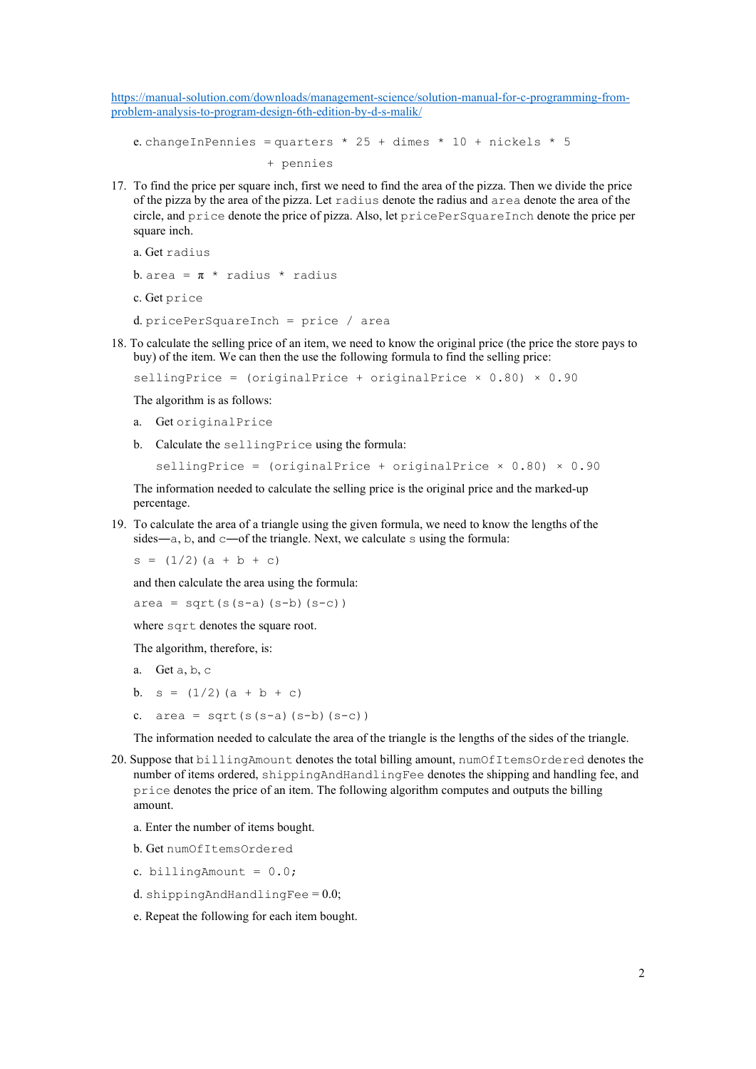https://manual-solution.com/downloads/management-science/solution-manual-for-c-programming-from-problem-analysis-to-program-design-6th-edition-by-d-s-malik/

e. `changeInPennies = quarters * 25 + dimes * 10 + nickels * 5 + pennies`

17. To find the price per square inch, first we need to find the area of the pizza. Then we divide the price of the pizza by the area of the pizza. Let `radius` denote the radius and `area` denote the area of the circle, and `price` denote the price of pizza. Also, let `pricePerSquareInch` denote the price per square inch.

    a. Get `radius`

    b. `area = π * radius * radius`

    c. Get `price`

    d. `pricePerSquareInch = price / area`

18. To calculate the selling price of an item, we need to know the original price (the price the store pays to buy) of the item. We can then the use the following formula to find the selling price:

    `sellingPrice = (originalPrice + originalPrice × 0.80) × 0.90`

    The algorithm is as follows:

    a. Get `originalPrice`

    b. Calculate the `sellingPrice` using the formula:

       `sellingPrice = (originalPrice + originalPrice × 0.80) × 0.90`

    The information needed to calculate the selling price is the original price and the marked-up percentage.

19. To calculate the area of a triangle using the given formula, we need to know the lengths of the sides—`a`, `b`, and `c`—of the triangle. Next, we calculate `s` using the formula:

    `s = (1/2)(a + b + c)`

    and then calculate the area using the formula:

    `area = sqrt(s(s-a)(s-b)(s-c))`

    where `sqrt` denotes the square root.

    The algorithm, therefore, is:

    a. Get `a`, `b`, `c`

    b. `s = (1/2)(a + b + c)`

    c. `area = sqrt(s(s-a)(s-b)(s-c))`

    The information needed to calculate the area of the triangle is the lengths of the sides of the triangle.

20. Suppose that `billingAmount` denotes the total billing amount, `numOfItemsOrdered` denotes the number of items ordered, `shippingAndHandlingFee` denotes the shipping and handling fee, and `price` denotes the price of an item. The following algorithm computes and outputs the billing amount.

    a. Enter the number of items bought.

    b. Get `numOfItemsOrdered`

    c. `billingAmount = 0.0;`

    d. `shippingAndHandlingFee` = 0.0;

    e. Repeat the following for each item bought.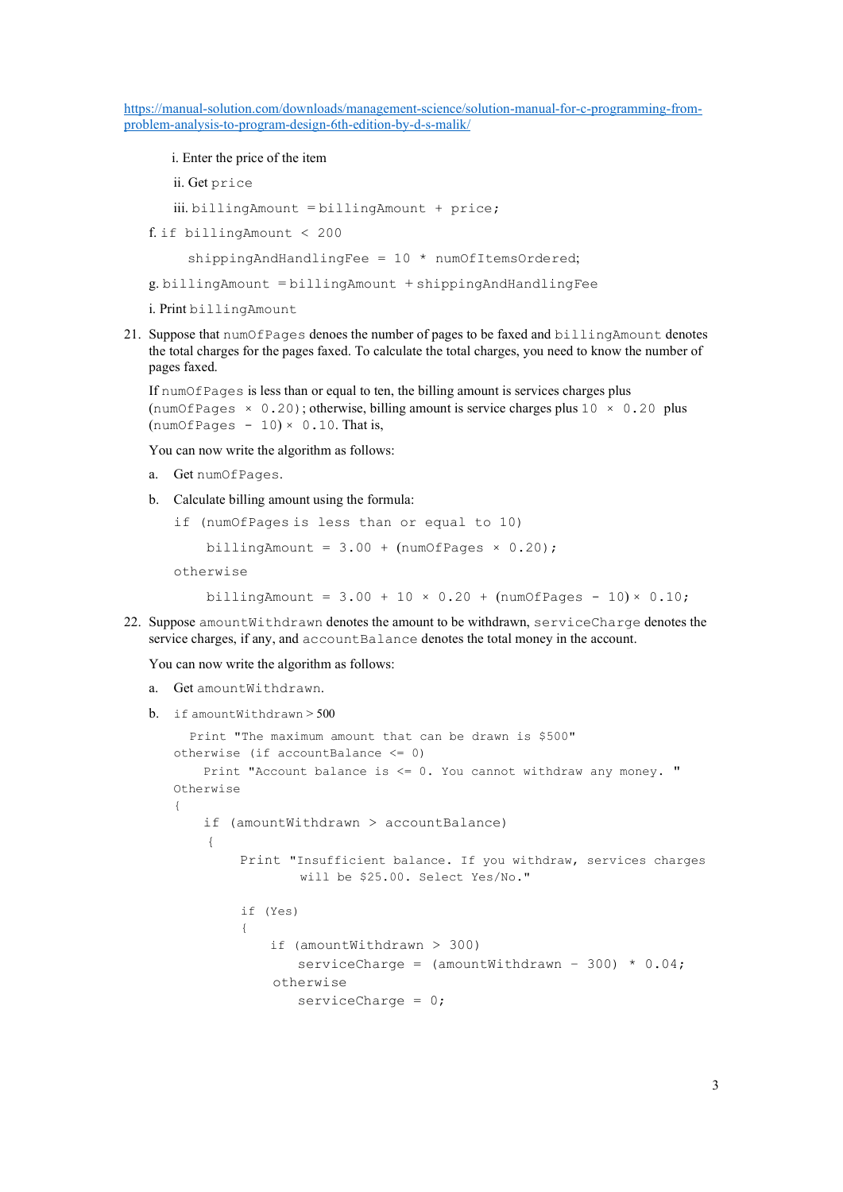https://manual-solution.com/downloads/management-science/solution-manual-for-c-programming-from-problem-analysis-to-program-design-6th-edition-by-d-s-malik/

i. Enter the price of the item

ii. Get `price`

iii. `billingAmount = billingAmount + price;`

f. `if billingAmount < 200`

```
    shippingAndHandlingFee = 10 * numOfItemsOrdered;
```

g. `billingAmount = billingAmount + shippingAndHandlingFee`

i. Print `billingAmount`

21. Suppose that `numOfPages` denoes the number of pages to be faxed and `billingAmount` denotes the total charges for the pages faxed. To calculate the total charges, you need to know the number of pages faxed.

    If `numOfPages` is less than or equal to ten, the billing amount is services charges plus `(numOfPages × 0.20)`; otherwise, billing amount is service charges plus `10 × 0.20` plus `(numOfPages - 10) × 0.10`. That is,

    You can now write the algorithm as follows:

    a. Get `numOfPages`.

    b. Calculate billing amount using the formula:

    ```
    if (numOfPages is less than or equal to 10)
        billingAmount = 3.00 + (numOfPages × 0.20);
    otherwise
        billingAmount = 3.00 + 10 × 0.20 + (numOfPages - 10) × 0.10;
    ```

22. Suppose `amountWithdrawn` denotes the amount to be withdrawn, `serviceCharge` denotes the service charges, if any, and `accountBalance` denotes the total money in the account.

    You can now write the algorithm as follows:

    a. Get `amountWithdrawn`.

    b. 
    ```
    if amountWithdrawn > 500
       Print "The maximum amount that can be drawn is $500"
    otherwise (if accountBalance <= 0)
        Print "Account balance is <= 0. You cannot withdraw any money. "
    Otherwise
    {
        if (amountWithdrawn > accountBalance)
        {
            Print "Insufficient balance. If you withdraw, services charges
                   will be $25.00. Select Yes/No."

            if (Yes)
            {
                if (amountWithdrawn > 300)
                    serviceCharge = (amountWithdrawn – 300) * 0.04;
                otherwise
                    serviceCharge = 0;
    ```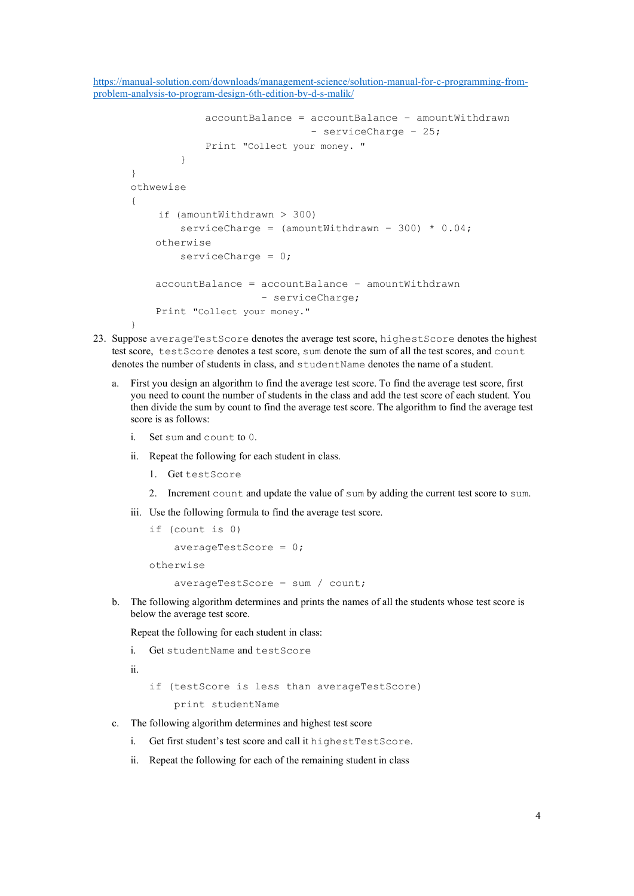https://manual-solution.com/downloads/management-science/solution-manual-for-c-programming-from-problem-analysis-to-program-design-6th-edition-by-d-s-malik/

```
                accountBalance = accountBalance - amountWithdrawn
                                - serviceCharge - 25;
                Print "Collect your money. "
            }
    }
    othwewise
    {
        if (amountWithdrawn > 300)
            serviceCharge = (amountWithdrawn - 300) * 0.04;
        otherwise
            serviceCharge = 0;

        accountBalance = accountBalance - amountWithdrawn
                        - serviceCharge;
        Print "Collect your money."
    }
```

23. Suppose `averageTestScore` denotes the average test score, `highestScore` denotes the highest test score, `testScore` denotes a test score, `sum` denote the sum of all the test scores, and `count` denotes the number of students in class, and `studentName` denotes the name of a student.

    a. First you design an algorithm to find the average test score. To find the average test score, first you need to count the number of students in the class and add the test score of each student. You then divide the sum by count to find the average test score. The algorithm to find the average test score is as follows:

       i. Set `sum` and `count` to `0`.

       ii. Repeat the following for each student in class.

          1. Get `testScore`

          2. Increment `count` and update the value of `sum` by adding the current test score to `sum`.

       iii. Use the following formula to find the average test score.

       ```
       if (count is 0)
           averageTestScore = 0;
       otherwise
           averageTestScore = sum / count;
       ```

    b. The following algorithm determines and prints the names of all the students whose test score is below the average test score.

       Repeat the following for each student in class:

       i. Get `studentName` and `testScore`

       ii.

       ```
       if (testScore is less than averageTestScore)
           print studentName
       ```

    c. The following algorithm determines and highest test score

       i. Get first student's test score and call it `highestTestScore`.

       ii. Repeat the following for each of the remaining student in class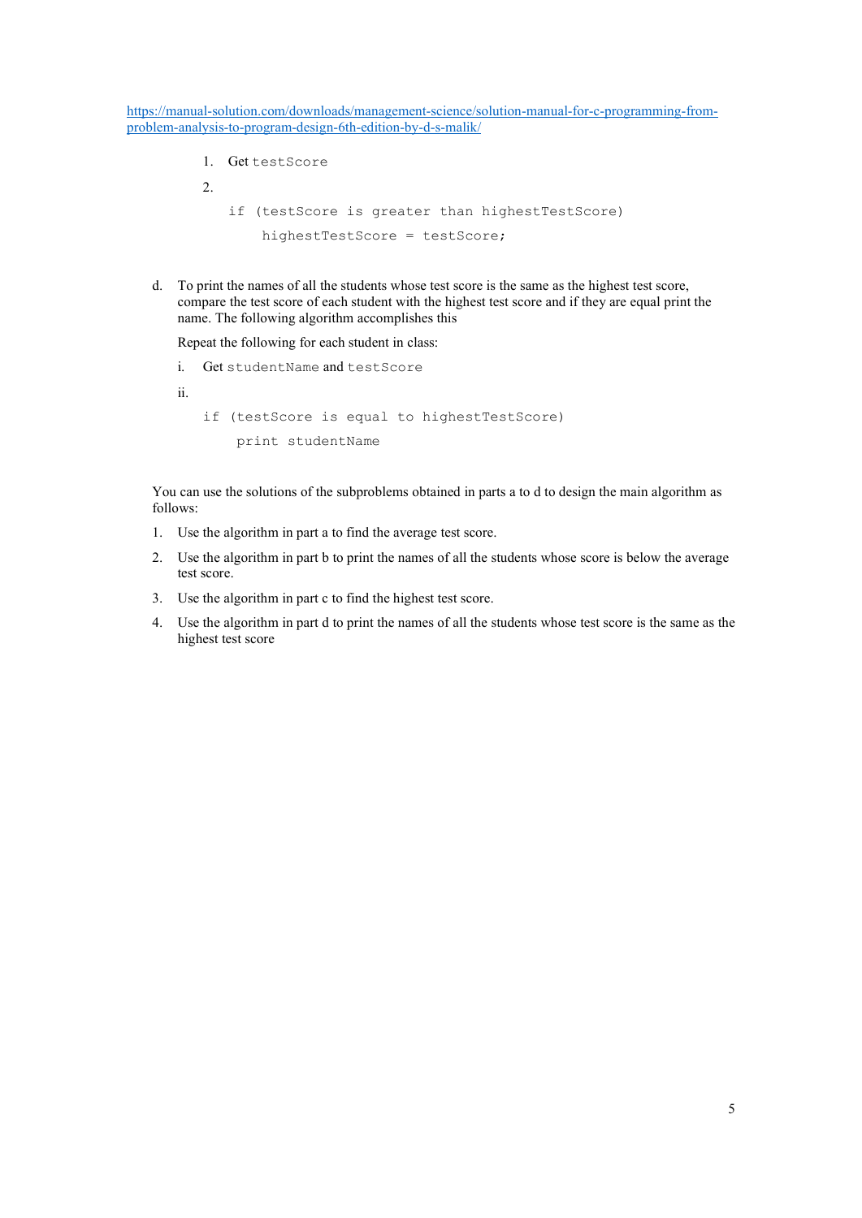https://manual-solution.com/downloads/management-science/solution-manual-for-c-programming-from-problem-analysis-to-program-design-6th-edition-by-d-s-malik/

1. Get `testScore`
2. 
```
if (testScore is greater than highestTestScore)
    highestTestScore = testScore;
```

d. To print the names of all the students whose test score is the same as the highest test score, compare the test score of each student with the highest test score and if they are equal print the name. The following algorithm accomplishes this

   Repeat the following for each student in class:

   i. Get `studentName` and `testScore`

   ii. 
```
if (testScore is equal to highestTestScore)
    print studentName
```

You can use the solutions of the subproblems obtained in parts a to d to design the main algorithm as follows:

1. Use the algorithm in part a to find the average test score.
2. Use the algorithm in part b to print the names of all the students whose score is below the average test score.
3. Use the algorithm in part c to find the highest test score.
4. Use the algorithm in part d to print the names of all the students whose test score is the same as the highest test score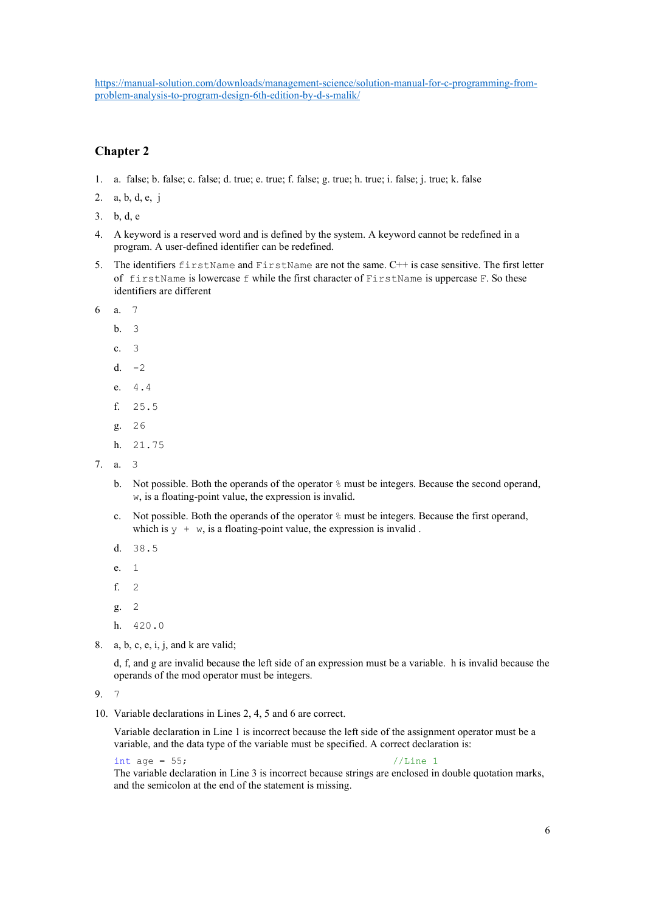https://manual-solution.com/downloads/management-science/solution-manual-for-c-programming-from-problem-analysis-to-program-design-6th-edition-by-d-s-malik/

## Chapter 2

1. a. false; b. false; c. false; d. true; e. true; f. false; g. true; h. true; i. false; j. true; k. false
2. a, b, d, e, j
3. b, d, e
4. A keyword is a reserved word and is defined by the system. A keyword cannot be redefined in a program. A user-defined identifier can be redefined.
5. The identifiers `firstName` and `FirstName` are not the same. C++ is case sensitive. The first letter of `firstName` is lowercase `f` while the first character of `FirstName` is uppercase `F`. So these identifiers are different
6. a. `7`

   b. `3`

   c. `3`

   d. `-2`

   e. `4.4`

   f. `25.5`

   g. `26`

   h. `21.75`
7. a. `3`

   b. Not possible. Both the operands of the operator `%` must be integers. Because the second operand, `w`, is a floating-point value, the expression is invalid.

   c. Not possible. Both the operands of the operator `%` must be integers. Because the first operand, which is `y + w`, is a floating-point value, the expression is invalid .

   d. `38.5`

   e. `1`

   f. `2`

   g. `2`

   h. `420.0`
8. a, b, c, e, i, j, and k are valid;

   d, f, and g are invalid because the left side of an expression must be a variable. h is invalid because the operands of the mod operator must be integers.
9. `7`
10. Variable declarations in Lines 2, 4, 5 and 6 are correct.

    Variable declaration in Line 1 is incorrect because the left side of the assignment operator must be a variable, and the data type of the variable must be specified. A correct declaration is:

    ```
    int age = 55;                                    //Line 1
    ```

    The variable declaration in Line 3 is incorrect because strings are enclosed in double quotation marks, and the semicolon at the end of the statement is missing.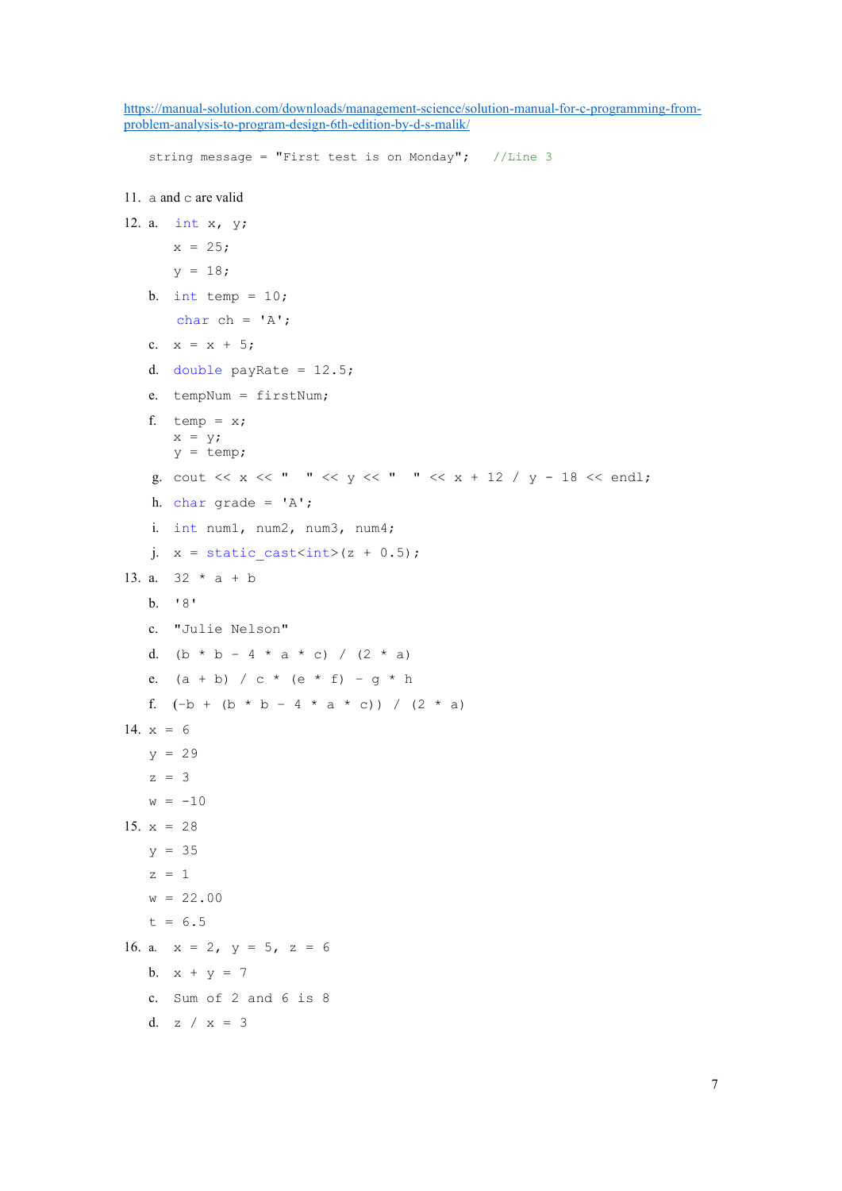https://manual-solution.com/downloads/management-science/solution-manual-for-c-programming-from-problem-analysis-to-program-design-6th-edition-by-d-s-malik/

```
string message = "First test is on Monday";   //Line 3
```

11. a and c are valid

12. a.
```
int x, y;
x = 25;
y = 18;
```
b.
```
int temp = 10;
char ch = 'A';
```
c.
```
x = x + 5;
```
d.
```
double payRate = 12.5;
```
e.
```
tempNum = firstNum;
```
f.
```
temp = x;
x = y;
y = temp;
```
g.
```
cout << x << "  " << y << "  " << x + 12 / y - 18 << endl;
```
h.
```
char grade = 'A';
```
i.
```
int num1, num2, num3, num4;
```
j.
```
x = static_cast<int>(z + 0.5);
```

13. a. `32 * a + b`

b. `'8'`

c. `"Julie Nelson"`

d. `(b * b - 4 * a * c) / (2 * a)`

e. `(a + b) / c * (e * f) - g * h`

f. `(-b + (b * b - 4 * a * c)) / (2 * a)`

14.
```
x = 6
y = 29
z = 3
w = -10
```

15.
```
x = 28
y = 35
z = 1
w = 22.00
t = 6.5
```

16. a. `x = 2, y = 5, z = 6`

b. `x + y = 7`

c. `Sum of 2 and 6 is 8`

d. `z / x = 3`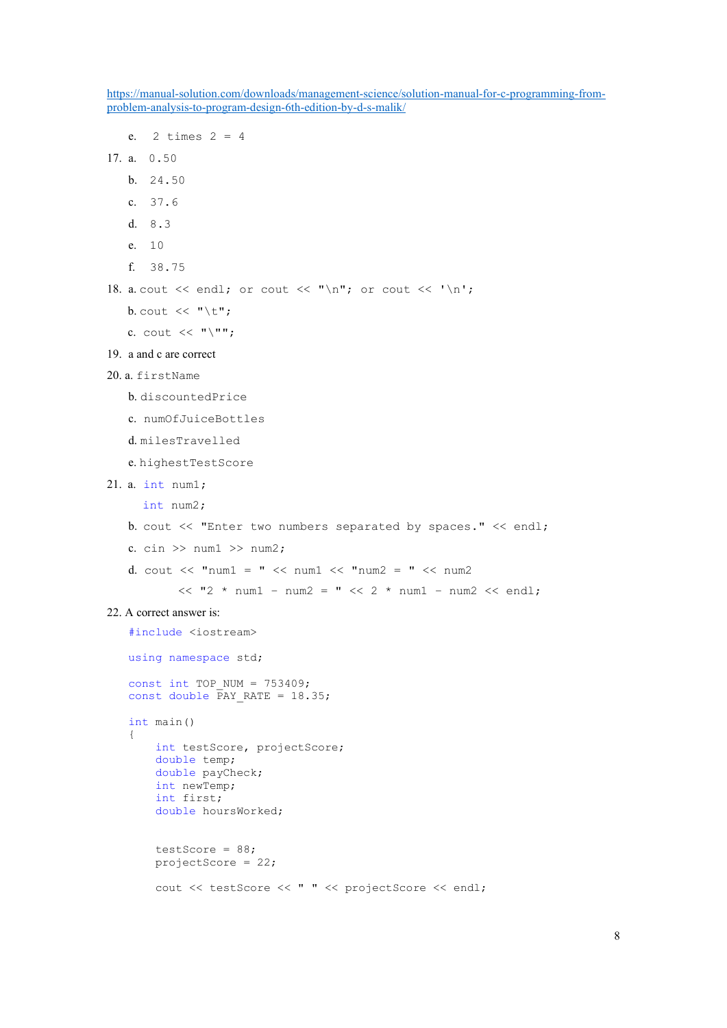https://manual-solution.com/downloads/management-science/solution-manual-for-c-programming-from-problem-analysis-to-program-design-6th-edition-by-d-s-malik/

e. `2 times 2 = 4`

17. a. `0.50`

b. `24.50`

c. `37.6`

d. `8.3`

e. `10`

f. `38.75`

18. a. `cout << endl;` or `cout << "\n";` or `cout << '\n';`

b. `cout << "\t";`

c. `cout << "\"";`

19. a and c are correct

20. a. `firstName`

b. `discountedPrice`

c. `numOfJuiceBottles`

d. `milesTravelled`

e. `highestTestScore`

21. a.
```
int num1;
int num2;
```

b. `cout << "Enter two numbers separated by spaces." << endl;`

c. `cin >> num1 >> num2;`

d.
```
cout << "num1 = " << num1 << "num2 = " << num2
     << "2 * num1 - num2 = " << 2 * num1 - num2 << endl;
```

22. A correct answer is:

```
#include <iostream>

using namespace std;

const int TOP_NUM = 753409;
const double PAY_RATE = 18.35;

int main()
{
    int testScore, projectScore;
    double temp;
    double payCheck;
    int newTemp;
    int first;
    double hoursWorked;


    testScore = 88;
    projectScore = 22;

    cout << testScore << " " << projectScore << endl;
```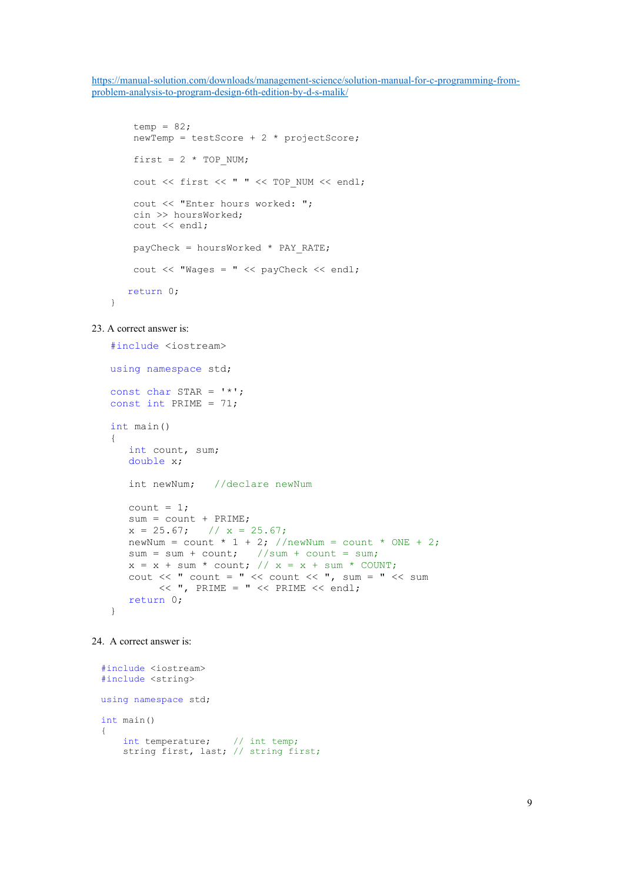https://manual-solution.com/downloads/management-science/solution-manual-for-c-programming-from-problem-analysis-to-program-design-6th-edition-by-d-s-malik/

```
        temp = 82;
        newTemp = testScore + 2 * projectScore;

        first = 2 * TOP_NUM;

        cout << first << " " << TOP_NUM << endl;

        cout << "Enter hours worked: ";
        cin >> hoursWorked;
        cout << endl;

        payCheck = hoursWorked * PAY_RATE;

        cout << "Wages = " << payCheck << endl;

       return 0;
    }
```

23. A correct answer is:

```
#include <iostream>

using namespace std;

const char STAR = '*';
const int PRIME = 71;

int main()
{
    int count, sum;
    double x;

    int newNum;    //declare newNum

    count = 1;
    sum = count + PRIME;
    x = 25.67;    // x = 25.67;
    newNum = count * 1 + 2; //newNum = count * ONE + 2;
    sum = sum + count;    //sum + count = sum;
    x = x + sum * count; // x = x + sum * COUNT;
    cout << " count = " << count << ", sum = " << sum
         << ", PRIME = " << PRIME << endl;
    return 0;
}
```

24. A correct answer is:

```
#include <iostream>
#include <string>

using namespace std;

int main()
{
    int temperature;    // int temp;
    string first, last; // string first;
```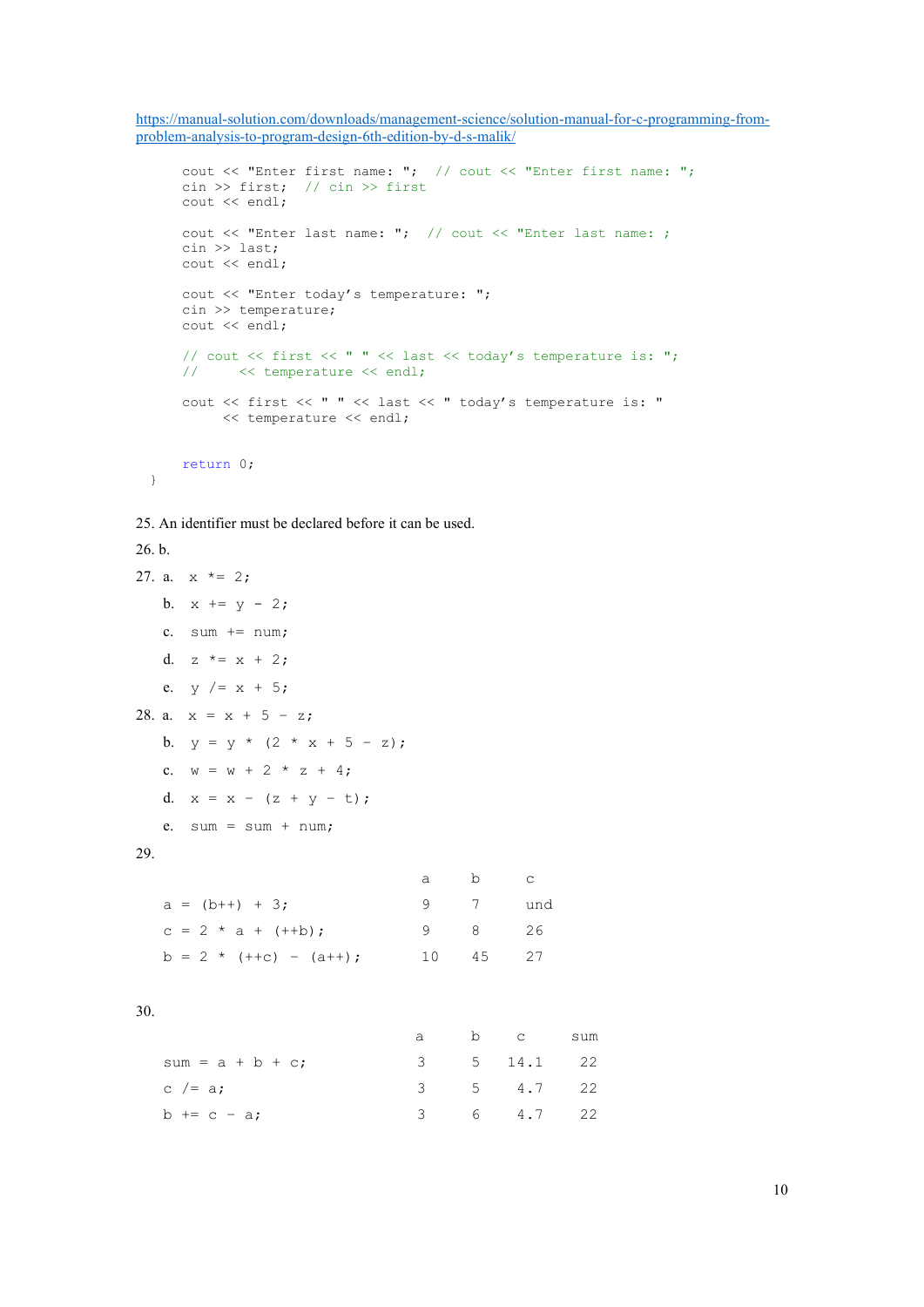https://manual-solution.com/downloads/management-science/solution-manual-for-c-programming-from-problem-analysis-to-program-design-6th-edition-by-d-s-malik/

```
    cout << "Enter first name: ";  // cout << "Enter first name: ";
    cin >> first;  // cin >> first
    cout << endl;

    cout << "Enter last name: ";  // cout << "Enter last name: ;
    cin >> last;
    cout << endl;

    cout << "Enter today's temperature: ";
    cin >> temperature;
    cout << endl;

    // cout << first << " " << last << today's temperature is: ";
    //     << temperature << endl;

    cout << first << " " << last << " today's temperature is: "
         << temperature << endl;


    return 0;
}
```

25. An identifier must be declared before it can be used.

26. b.

27. a. `x *= 2;`

    b. `x += y - 2;`

    c. `sum += num;`

    d. `z *= x + 2;`

    e. `y /= x + 5;`

28. a. `x = x + 5 – z;`

    b. `y = y * (2 * x + 5 – z);`

    c. `w = w + 2 * z + 4;`

    d. `x = x – (z + y – t);`

    e. `sum = sum + num;`

29.

| | a | b | c |
|---|---|---|---|
| `a = (b++) + 3;` | 9 | 7 | und |
| `c = 2 * a + (++b);` | 9 | 8 | 26 |
| `b = 2 * (++c) – (a++);` | 10 | 45 | 27 |

30.

| | a | b | c | sum |
|---|---|---|---|---|
| `sum = a + b + c;` | 3 | 5 | 14.1 | 22 |
| `c /= a;` | 3 | 5 | 4.7 | 22 |
| `b += c – a;` | 3 | 6 | 4.7 | 22 |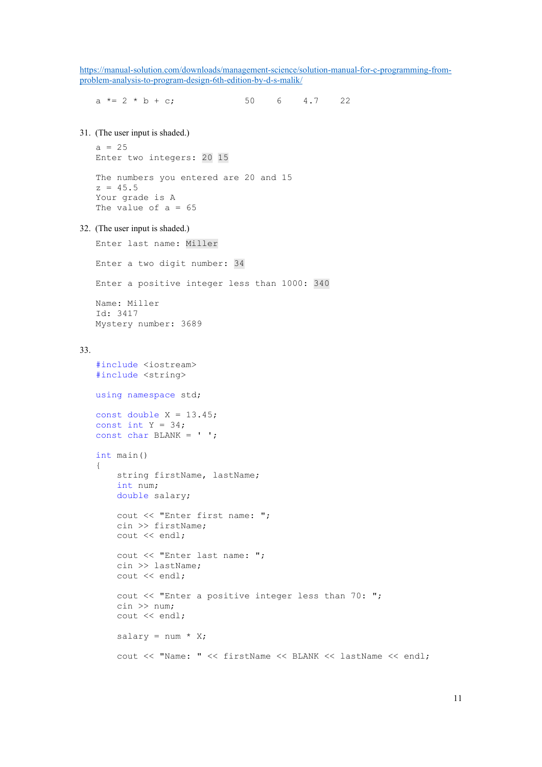https://manual-solution.com/downloads/management-science/solution-manual-for-c-programming-from-problem-analysis-to-program-design-6th-edition-by-d-s-malik/

```
a *= 2 * b + c;              50    6    4.7    22
```

31. (The user input is shaded.)

```
a = 25
Enter two integers: 20 15

The numbers you entered are 20 and 15
z = 45.5
Your grade is A
The value of a = 65
```

32. (The user input is shaded.)

```
Enter last name: Miller

Enter a two digit number: 34

Enter a positive integer less than 1000: 340

Name: Miller
Id: 3417
Mystery number: 3689
```

33.

```
#include <iostream>
#include <string>

using namespace std;

const double X = 13.45;
const int Y = 34;
const char BLANK = ' ';

int main()
{
    string firstName, lastName;
    int num;
    double salary;

    cout << "Enter first name: ";
    cin >> firstName;
    cout << endl;

    cout << "Enter last name: ";
    cin >> lastName;
    cout << endl;

    cout << "Enter a positive integer less than 70: ";
    cin >> num;
    cout << endl;

    salary = num * X;

    cout << "Name: " << firstName << BLANK << lastName << endl;
```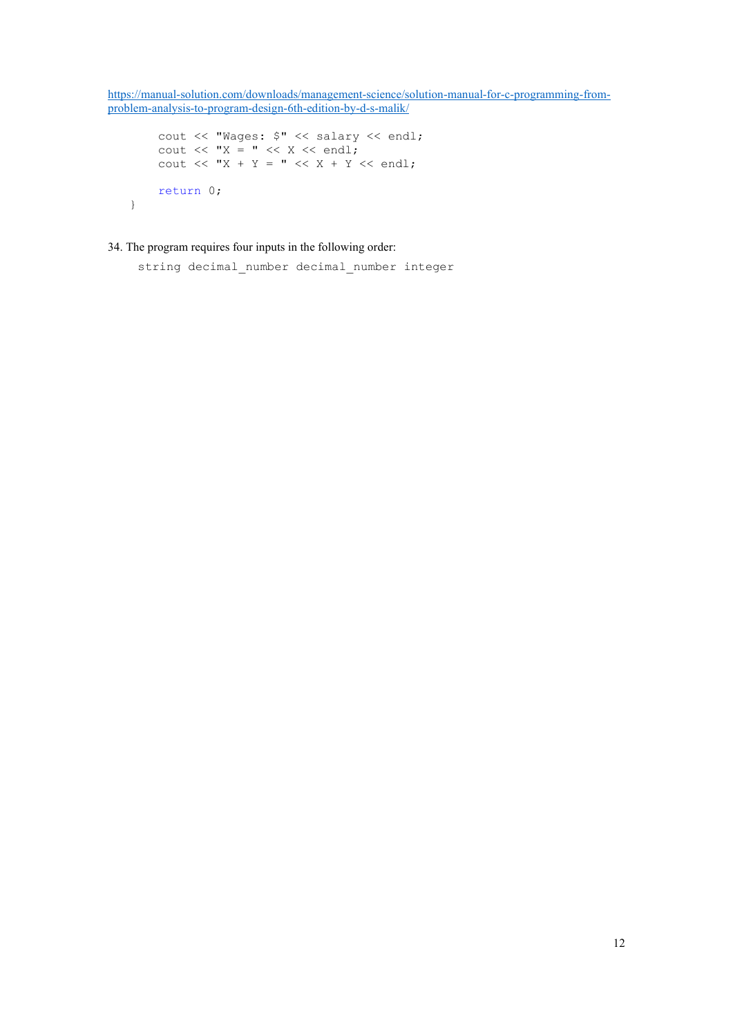https://manual-solution.com/downloads/management-science/solution-manual-for-c-programming-from-problem-analysis-to-program-design-6th-edition-by-d-s-malik/

```
    cout << "Wages: $" << salary << endl;
    cout << "X = " << X << endl;
    cout << "X + Y = " << X + Y << endl;

    return 0;
}
```

34. The program requires four inputs in the following order:

```
string decimal_number decimal_number integer
```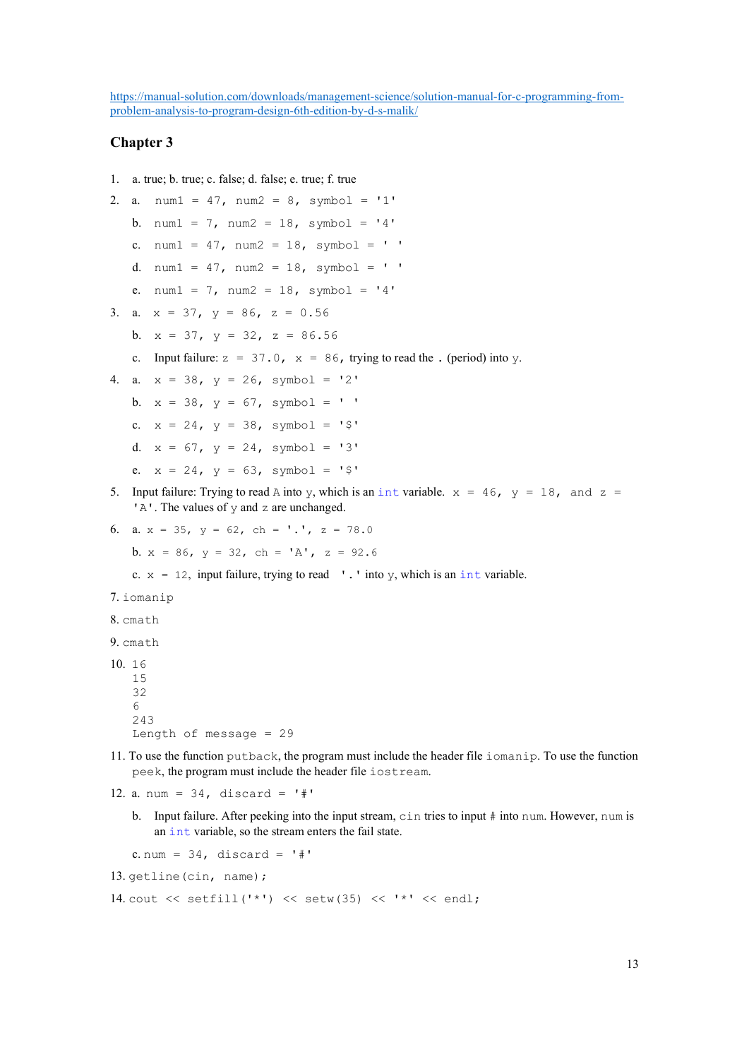https://manual-solution.com/downloads/management-science/solution-manual-for-c-programming-from-problem-analysis-to-program-design-6th-edition-by-d-s-malik/

## Chapter 3

1. a. true; b. true; c. false; d. false; e. true; f. true
2. a. `num1 = 47, num2 = 8, symbol = '1'`

   b. `num1 = 7, num2 = 18, symbol = '4'`

   c. `num1 = 47, num2 = 18, symbol = ' '`

   d. `num1 = 47, num2 = 18, symbol = ' '`

   e. `num1 = 7, num2 = 18, symbol = '4'`
3. a. `x = 37, y = 86, z = 0.56`

   b. `x = 37, y = 32, z = 86.56`

   c. Input failure: `z = 37.0, x = 86`, trying to read the `.` (period) into `y`.
4. a. `x = 38, y = 26, symbol = '2'`

   b. `x = 38, y = 67, symbol = ' '`

   c. `x = 24, y = 38, symbol = '$'`

   d. `x = 67, y = 24, symbol = '3'`

   e. `x = 24, y = 63, symbol = '$'`
5. Input failure: Trying to read `A` into `y`, which is an `int` variable. `x = 46, y = 18, and z = 'A'`. The values of `y` and `z` are unchanged.
6. a. `x = 35, y = 62, ch = '.', z = 78.0`

   b. `x = 86, y = 32, ch = 'A', z = 92.6`

   c. `x = 12`, input failure, trying to read `'.'` into `y`, which is an `int` variable.

7. `iomanip`

8. `cmath`

9. `cmath`

10.
```
16
15
32
6
243
Length of message = 29
```

11. To use the function `putback`, the program must include the header file `iomanip`. To use the function `peek`, the program must include the header file `iostream`.

12. a. `num = 34, discard = '#'`

    b. Input failure. After peeking into the input stream, `cin` tries to input `#` into `num`. However, `num` is an `int` variable, so the stream enters the fail state.

    c. `num = 34, discard = '#'`

13. `getline(cin, name);`

14. `cout << setfill('*') << setw(35) << '*' << endl;`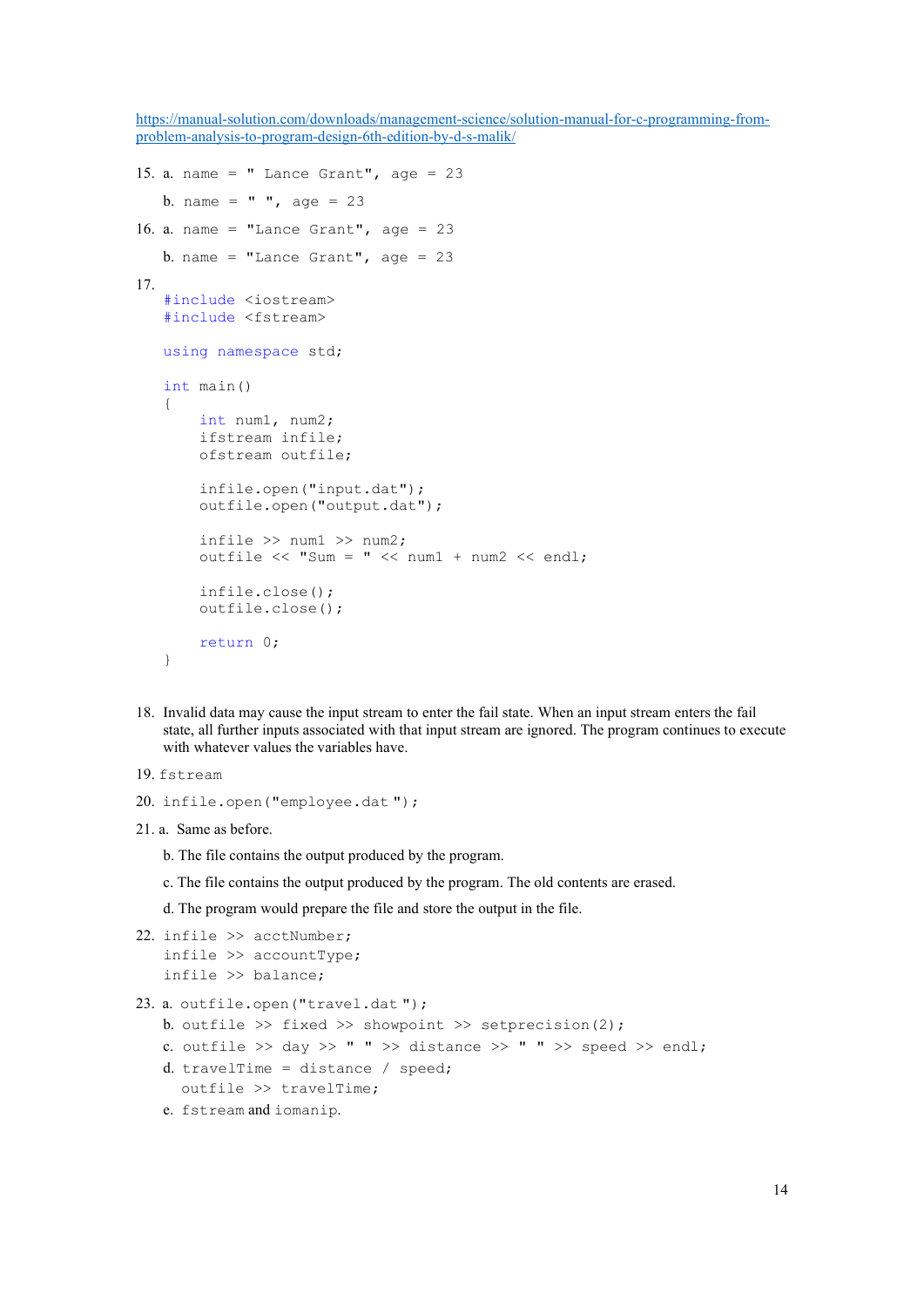https://manual-solution.com/downloads/management-science/solution-manual-for-c-programming-from-problem-analysis-to-program-design-6th-edition-by-d-s-malik/

15. a. `name = " Lance Grant", age = 23`

    b. `name = " ", age = 23`

16. a. `name = "Lance Grant", age = 23`

    b. `name = "Lance Grant", age = 23`

17.

```
#include <iostream>
#include <fstream>

using namespace std;

int main()
{
    int num1, num2;
    ifstream infile;
    ofstream outfile;

    infile.open("input.dat");
    outfile.open("output.dat");

    infile >> num1 >> num2;
    outfile << "Sum = " << num1 + num2 << endl;

    infile.close();
    outfile.close();

    return 0;
}
```

18. Invalid data may cause the input stream to enter the fail state. When an input stream enters the fail state, all further inputs associated with that input stream are ignored. The program continues to execute with whatever values the variables have.

19. `fstream`

20. `infile.open("employee.dat ");`

21. a. Same as before.

    b. The file contains the output produced by the program.

    c. The file contains the output produced by the program. The old contents are erased.

    d. The program would prepare the file and store the output in the file.

22.

```
infile >> acctNumber;
infile >> accountType;
infile >> balance;
```

23. a. `outfile.open("travel.dat ");`

    b. `outfile >> fixed >> showpoint >> setprecision(2);`

    c. `outfile >> day >> " " >> distance >> " " >> speed >> endl;`

    d.
    ```
    travelTime = distance / speed;
    outfile >> travelTime;
    ```

    e. `fstream` and `iomanip`.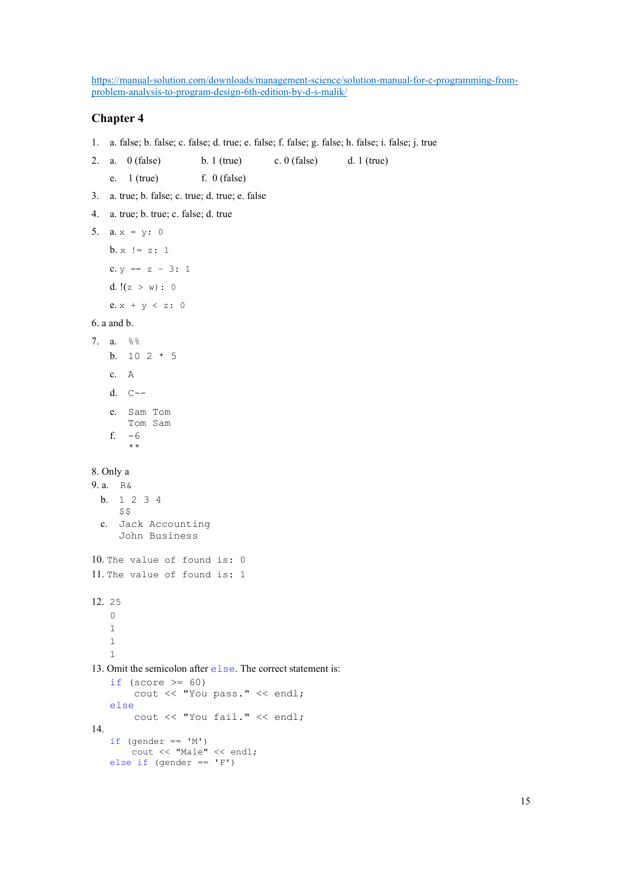https://manual-solution.com/downloads/management-science/solution-manual-for-c-programming-from-problem-analysis-to-program-design-6th-edition-by-d-s-malik/

## Chapter 4

1. a. false; b. false; c. false; d. true; e. false; f. false; g. false; h. false; i. false; j. true
2. a. 0 (false) b. 1 (true) c. 0 (false) d. 1 (true)

   e. 1 (true) f. 0 (false)
3. a. true; b. false; c. true; d. true; e. false
4. a. true; b. true; c. false; d. true
5. a. `x = y: 0`

   b. `x != z: 1`

   c. `y == z - 3: 1`

   d. `!(z > w): 0`

   e. `x + y < z: 0`

6. a and b.

7. a.
```
%%
```
   b.
```
10 2 * 5
```
   c.
```
A
```
   d.
```
C--
```
   e.
```
Sam Tom
Tom Sam
```
   f.
```
-6
**
```

8. Only a

9. a.
```
R&
```
   b.
```
1 2 3 4
$$
```
   c.
```
Jack Accounting
John Business
```

10. `The value of found is: 0`

11. `The value of found is: 1`

12.
```
25
0
1
1
1
```

13. Omit the semicolon after `else`. The correct statement is:
```
if (score >= 60)
     cout << "You pass." << endl;
else
     cout << "You fail." << endl;
```

14.
```
if (gender == 'M')
    cout << "Male" << endl;
else if (gender == 'F')
```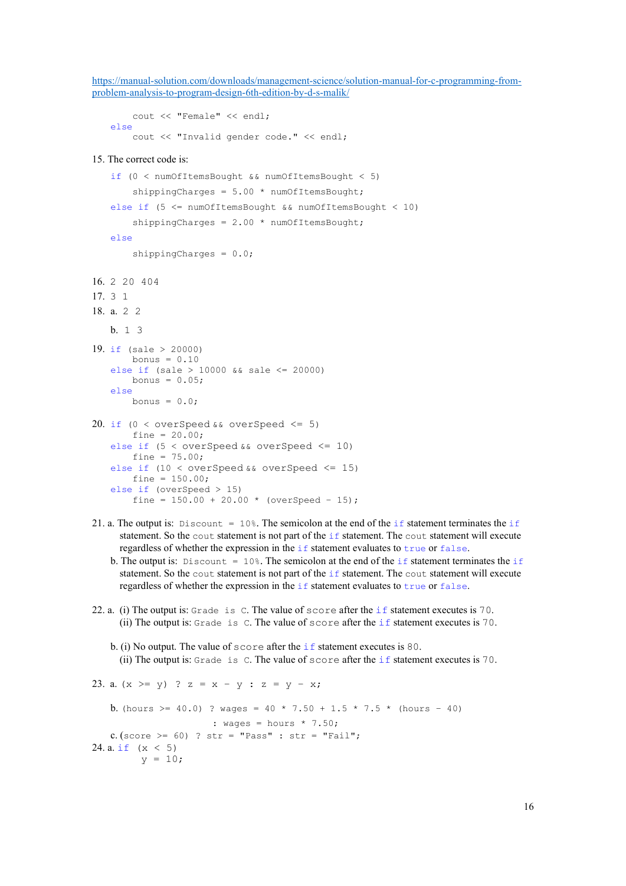https://manual-solution.com/downloads/management-science/solution-manual-for-c-programming-from-problem-analysis-to-program-design-6th-edition-by-d-s-malik/

```
        cout << "Female" << endl;
    else
        cout << "Invalid gender code." << endl;
```

15. The correct code is:

```
    if (0 < numOfItemsBought && numOfItemsBought < 5)
        shippingCharges = 5.00 * numOfItemsBought;
    else if (5 <= numOfItemsBought && numOfItemsBought < 10)
        shippingCharges = 2.00 * numOfItemsBought;
    else
        shippingCharges = 0.0;
```

16. `2 20 404`
17. `3 1`
18. a. `2 2`

    b. `1 3`

19.
```
if (sale > 20000)
    bonus = 0.10
else if (sale > 10000 && sale <= 20000)
    bonus = 0.05;
else
    bonus = 0.0;
```

20.
```
if (0 < overSpeed && overSpeed <= 5)
    fine = 20.00;
else if (5 < overSpeed && overSpeed <= 10)
    fine = 75.00;
else if (10 < overSpeed && overSpeed <= 15)
    fine = 150.00;
else if (overSpeed > 15)
    fine = 150.00 + 20.00 * (overSpeed - 15);
```

21. a. The output is: `Discount = 10%`. The semicolon at the end of the `if` statement terminates the `if` statement. So the `cout` statement is not part of the `if` statement. The `cout` statement will execute regardless of whether the expression in the `if` statement evaluates to `true` or `false`.
    b. The output is: `Discount = 10%`. The semicolon at the end of the `if` statement terminates the `if` statement. So the `cout` statement is not part of the `if` statement. The `cout` statement will execute regardless of whether the expression in the `if` statement evaluates to `true` or `false`.

22. a. (i) The output is: `Grade is C`. The value of `score` after the `if` statement executes is `70`.
    (ii) The output is: `Grade is C`. The value of `score` after the `if` statement executes is `70`.

    b. (i) No output. The value of `score` after the `if` statement executes is `80`.
    (ii) The output is: `Grade is C`. The value of `score` after the `if` statement executes is `70`.

23. a. `(x >= y) ? z = x - y : z = y - x;`

    b.
```
(hours >= 40.0) ? wages = 40 * 7.50 + 1.5 * 7.5 * (hours - 40)
                : wages = hours * 7.50;
```
    c. `(score >= 60) ? str = "Pass" : str = "Fail";`

24. a.
```
if (x < 5)
    y = 10;
```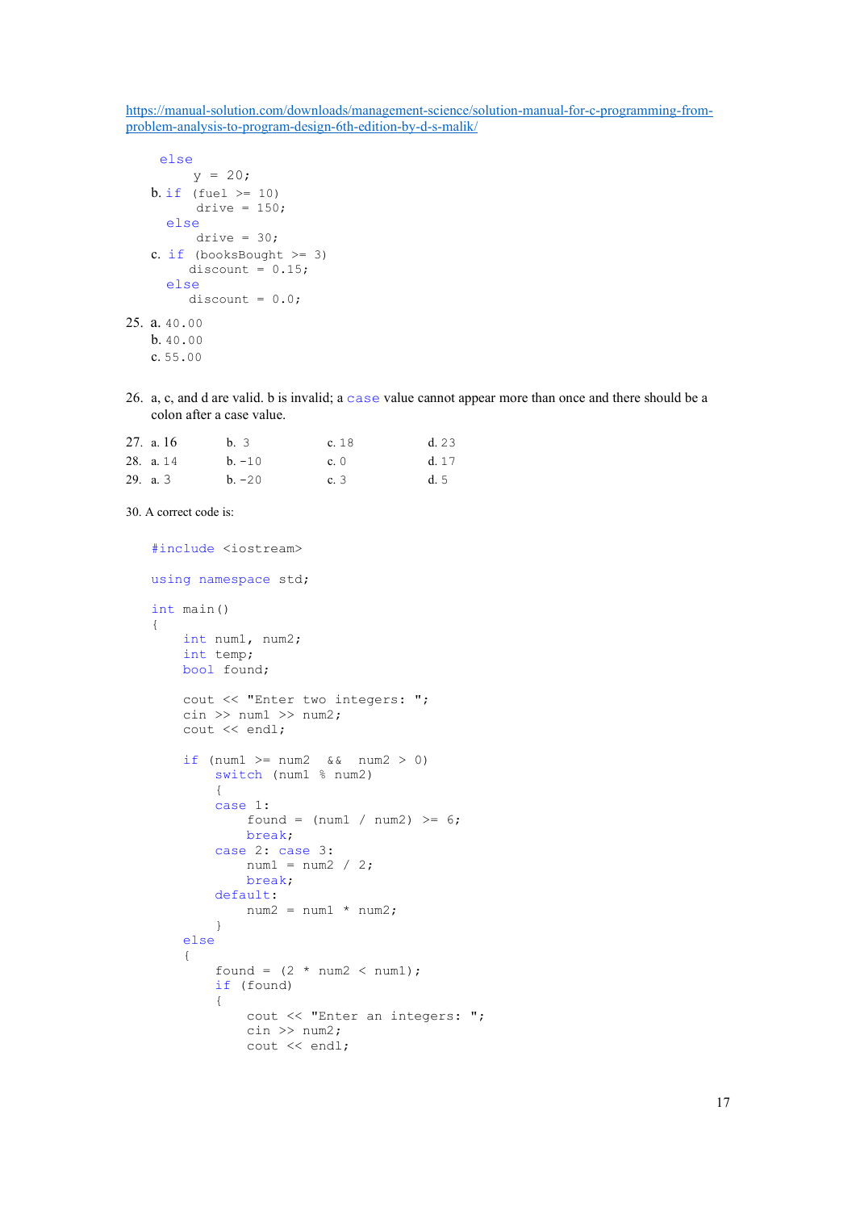https://manual-solution.com/downloads/management-science/solution-manual-for-c-programming-from-problem-analysis-to-program-design-6th-edition-by-d-s-malik/

```
 else
      y = 20;
```

b.
```
if (fuel >= 10)
      drive = 150;
  else
      drive = 30;
```

c.
```
if (booksBought >= 3)
     discount = 0.15;
  else
     discount = 0.0;
```

25. a. 40.00
    b. 40.00
    c. 55.00

26. a, c, and d are valid. b is invalid; a case value cannot appear more than once and there should be a colon after a case value.

27. a. 16 b. 3 c. 18 d. 23
28. a. 14 b. -10 c. 0 d. 17
29. a. 3 b. -20 c. 3 d. 5

30. A correct code is:

```
#include <iostream>

using namespace std;

int main()
{
    int num1, num2;
    int temp;
    bool found;

    cout << "Enter two integers: ";
    cin >> num1 >> num2;
    cout << endl;

    if (num1 >= num2  &&  num2 > 0)
        switch (num1 % num2)
        {
        case 1:
            found = (num1 / num2) >= 6;
            break;
        case 2: case 3:
            num1 = num2 / 2;
            break;
        default:
            num2 = num1 * num2;
        }
    else
    {
        found = (2 * num2 < num1);
        if (found)
        {
            cout << "Enter an integers: ";
            cin >> num2;
            cout << endl;
```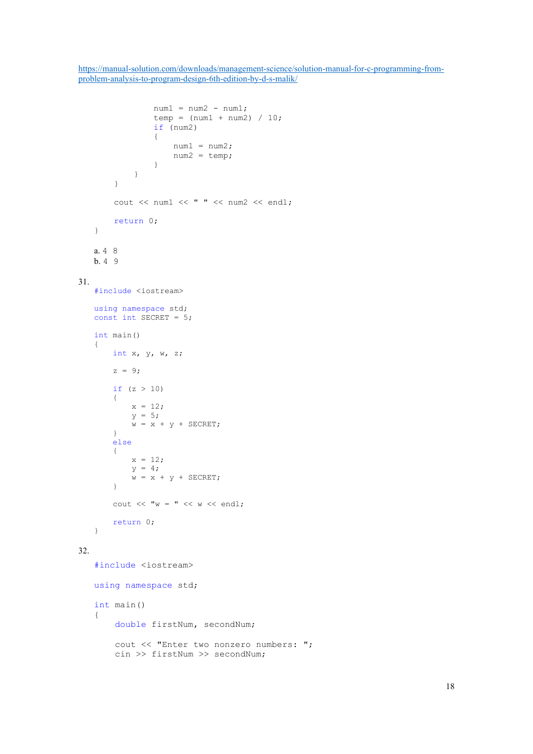https://manual-solution.com/downloads/management-science/solution-manual-for-c-programming-from-problem-analysis-to-program-design-6th-edition-by-d-s-malik/

```
                num1 = num2 - num1;
                temp = (num1 + num2) / 10;
                if (num2)
                {
                    num1 = num2;
                    num2 = temp;
                }
            }
        }

        cout << num1 << " " << num2 << endl;

        return 0;
    }
```

a. 4 8
b. 4 9

31.

```
#include <iostream>

using namespace std;
const int SECRET = 5;

int main()
{
    int x, y, w, z;

    z = 9;

    if (z > 10)
    {
        x = 12;
        y = 5;
        w = x + y + SECRET;
    }
    else
    {
        x = 12;
        y = 4;
        w = x + y + SECRET;
    }

    cout << "w = " << w << endl;

    return 0;
}
```

32.

```
#include <iostream>

using namespace std;

int main()
{
    double firstNum, secondNum;

    cout << "Enter two nonzero numbers: ";
    cin >> firstNum >> secondNum;
```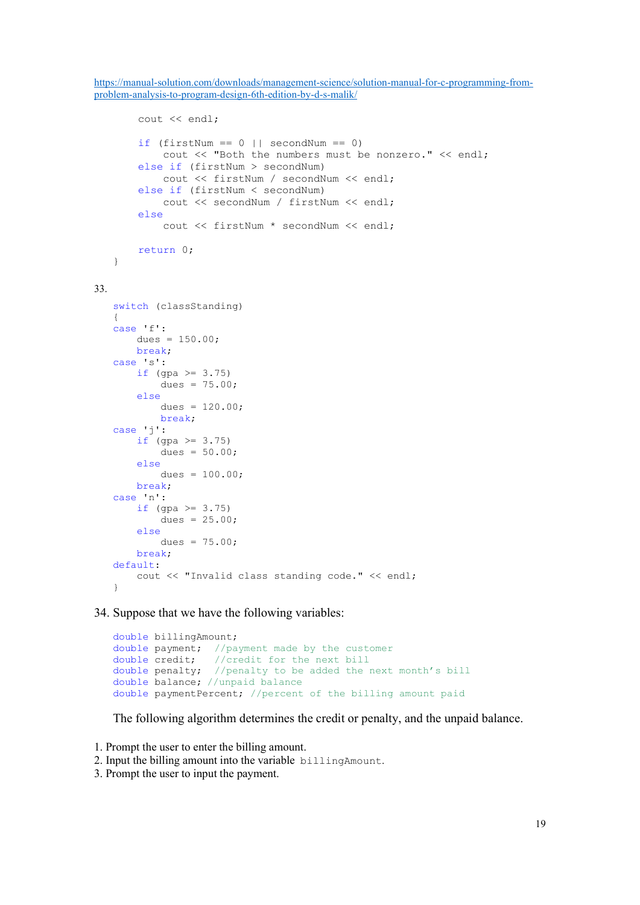https://manual-solution.com/downloads/management-science/solution-manual-for-c-programming-from-problem-analysis-to-program-design-6th-edition-by-d-s-malik/

```
    cout << endl;

    if (firstNum == 0 || secondNum == 0)
        cout << "Both the numbers must be nonzero." << endl;
    else if (firstNum > secondNum)
        cout << firstNum / secondNum << endl;
    else if (firstNum < secondNum)
        cout << secondNum / firstNum << endl;
    else
        cout << firstNum * secondNum << endl;

    return 0;
}
```

33.

```
switch (classStanding)
{
case 'f':
    dues = 150.00;
    break;
case 's':
    if (gpa >= 3.75)
        dues = 75.00;
    else
        dues = 120.00;
        break;
case 'j':
    if (gpa >= 3.75)
        dues = 50.00;
    else
        dues = 100.00;
    break;
case 'n':
    if (gpa >= 3.75)
        dues = 25.00;
    else
        dues = 75.00;
    break;
default:
    cout << "Invalid class standing code." << endl;
}
```

34. Suppose that we have the following variables:

```
double billingAmount;
double payment;  //payment made by the customer
double credit;   //credit for the next bill
double penalty;  //penalty to be added the next month's bill
double balance; //unpaid balance
double paymentPercent; //percent of the billing amount paid
```

The following algorithm determines the credit or penalty, and the unpaid balance.

1. Prompt the user to enter the billing amount.
2. Input the billing amount into the variable `billingAmount`.
3. Prompt the user to input the payment.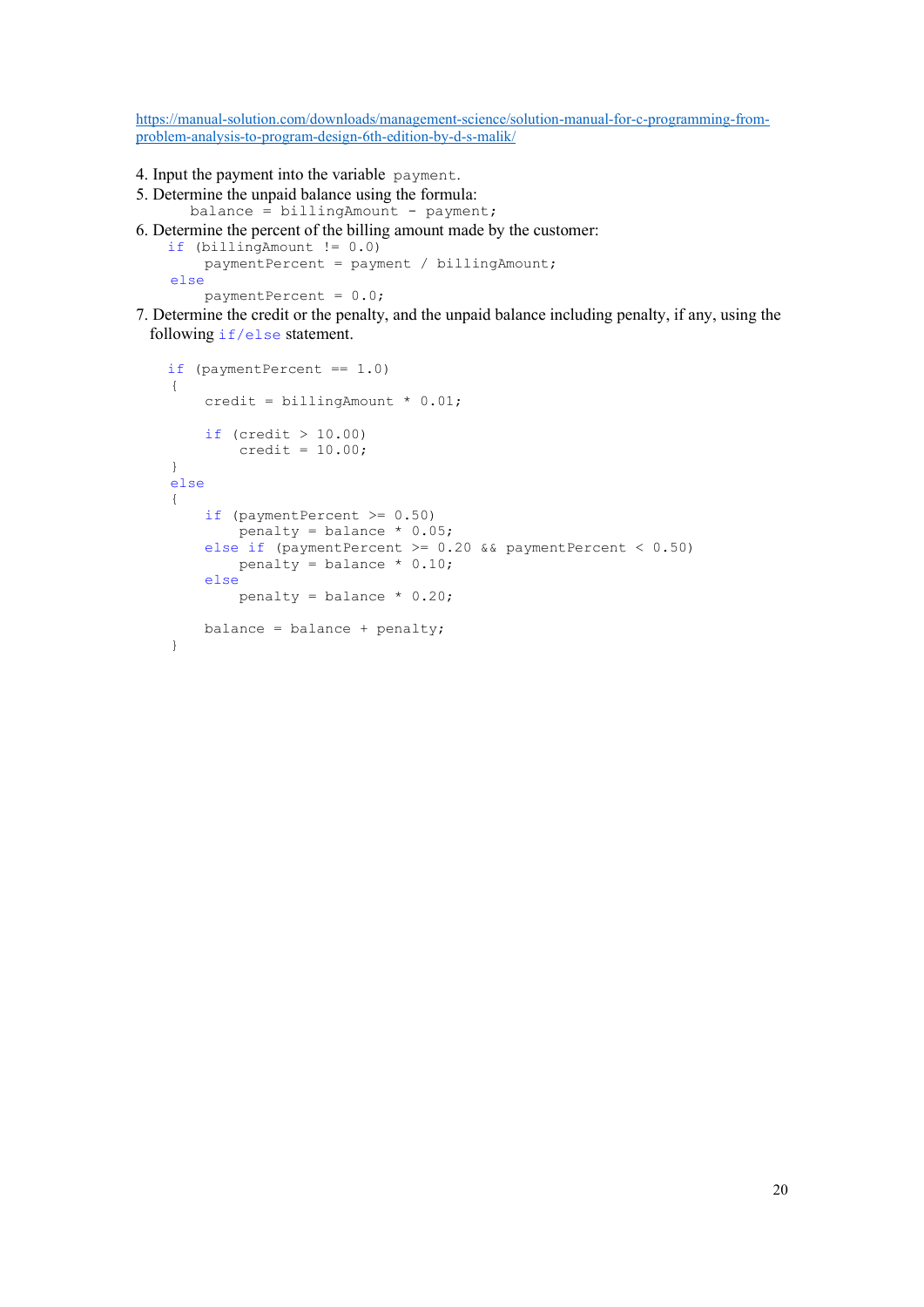https://manual-solution.com/downloads/management-science/solution-manual-for-c-programming-from-problem-analysis-to-program-design-6th-edition-by-d-s-malik/

4. Input the payment into the variable `payment`.
5. Determine the unpaid balance using the formula:

```
balance = billingAmount - payment;
```

6. Determine the percent of the billing amount made by the customer:

```
if (billingAmount != 0.0)
    paymentPercent = payment / billingAmount;
else
    paymentPercent = 0.0;
```

7. Determine the credit or the penalty, and the unpaid balance including penalty, if any, using the following `if/else` statement.

```
if (paymentPercent == 1.0)
{
    credit = billingAmount * 0.01;

    if (credit > 10.00)
        credit = 10.00;
}
else
{
    if (paymentPercent >= 0.50)
        penalty = balance * 0.05;
    else if (paymentPercent >= 0.20 && paymentPercent < 0.50)
        penalty = balance * 0.10;
    else
        penalty = balance * 0.20;

    balance = balance + penalty;
}
```